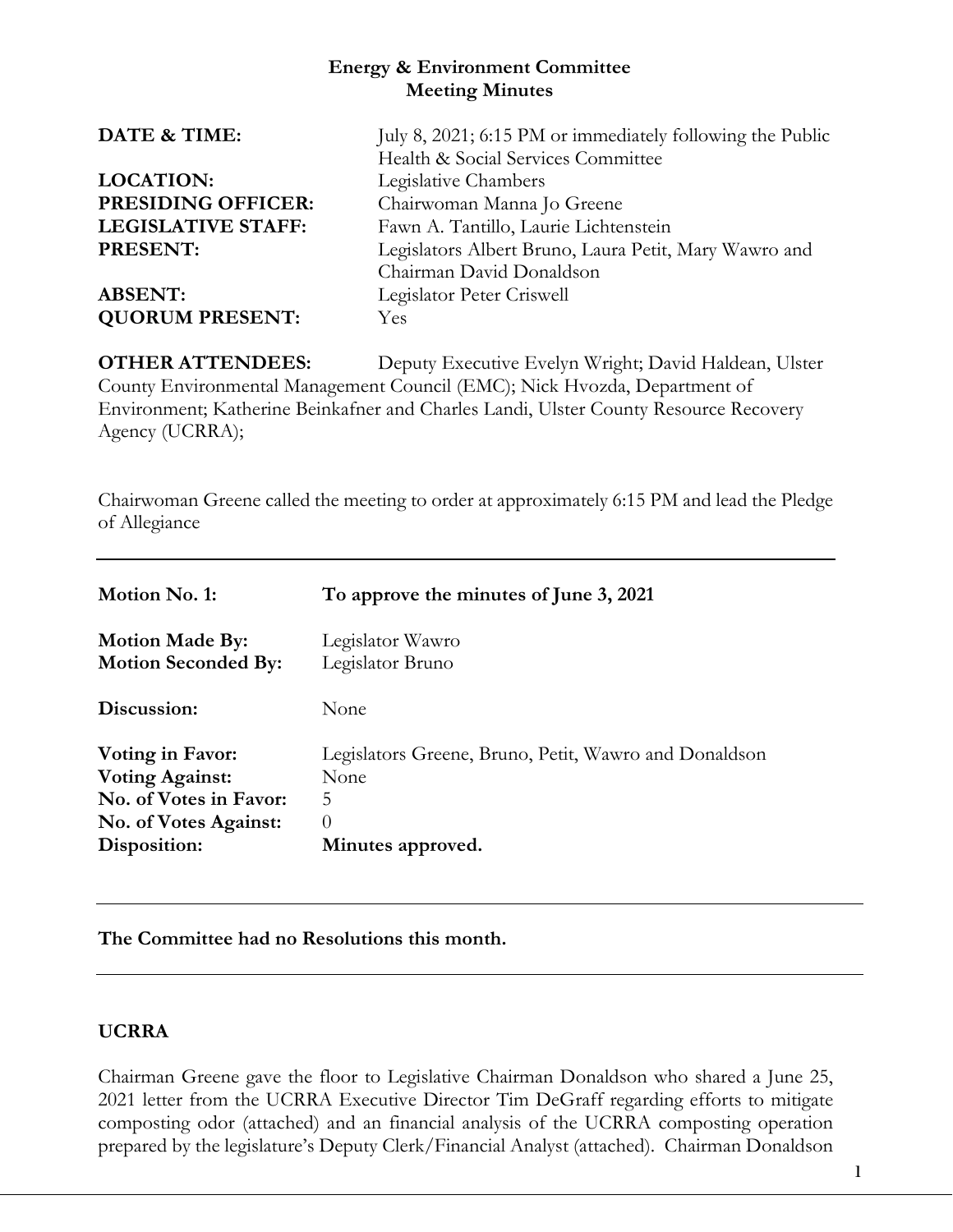# Energy & Environment Committee
## Meeting Minutes

| | |
|---|---|
| **DATE & TIME:** | July 8, 2021; 6:15 PM or immediately following the Public Health & Social Services Committee |
| **LOCATION:** | Legislative Chambers |
| **PRESIDING OFFICER:** | Chairwoman Manna Jo Greene |
| **LEGISLATIVE STAFF:** | Fawn A. Tantillo, Laurie Lichtenstein |
| **PRESENT:** | Legislators Albert Bruno, Laura Petit, Mary Wawro and Chairman David Donaldson |
| **ABSENT:** | Legislator Peter Criswell |
| **QUORUM PRESENT:** | Yes |

**OTHER ATTENDEES:** Deputy Executive Evelyn Wright; David Haldean, Ulster County Environmental Management Council (EMC); Nick Hvozda, Department of Environment; Katherine Beinkafner and Charles Landi, Ulster County Resource Recovery Agency (UCRRA);

Chairwoman Greene called the meeting to order at approximately 6:15 PM and lead the Pledge of Allegiance

---

| | |
|---|---|
| **Motion No. 1:** | **To approve the minutes of June 3, 2021** |
| **Motion Made By:** | Legislator Wawro |
| **Motion Seconded By:** | Legislator Bruno |
| **Discussion:** | None |
| **Voting in Favor:** | Legislators Greene, Bruno, Petit, Wawro and Donaldson |
| **Voting Against:** | None |
| **No. of Votes in Favor:** | 5 |
| **No. of Votes Against:** | 0 |
| **Disposition:** | **Minutes approved.** |

---

**The Committee had no Resolutions this month.**

---

**UCRRA**

Chairman Greene gave the floor to Legislative Chairman Donaldson who shared a June 25, 2021 letter from the UCRRA Executive Director Tim DeGraff regarding efforts to mitigate composting odor (attached) and an financial analysis of the UCRRA composting operation prepared by the legislature's Deputy Clerk/Financial Analyst (attached). Chairman Donaldson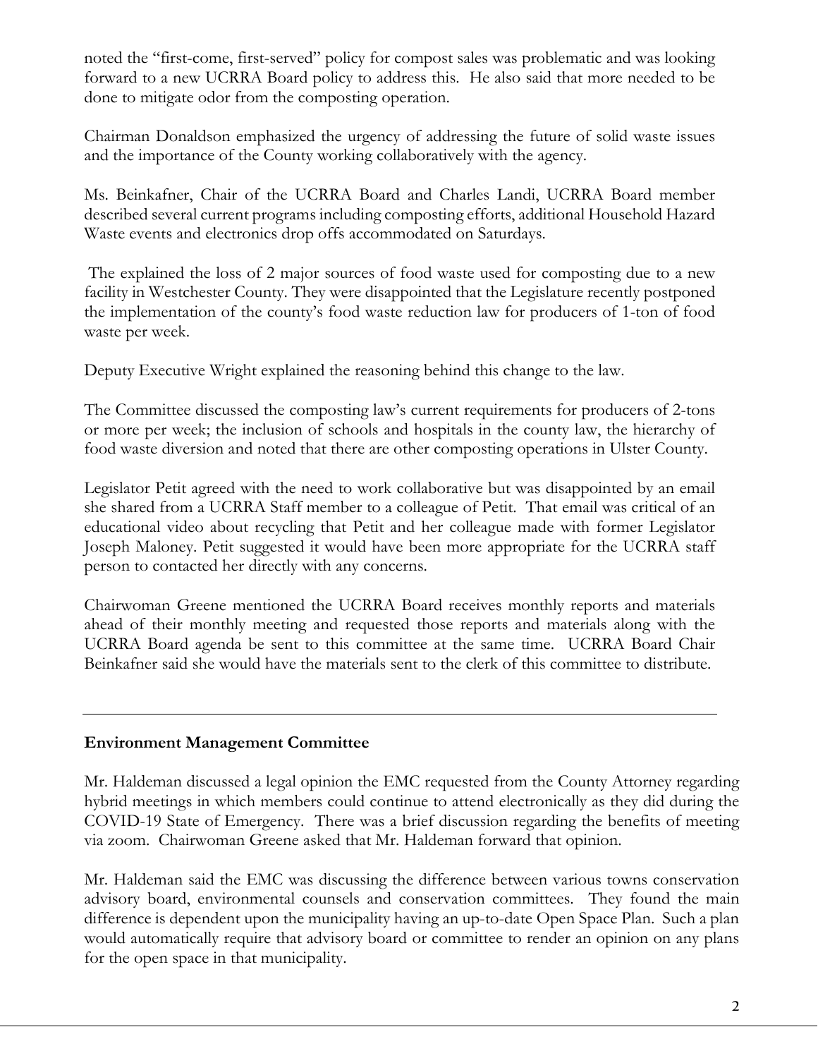noted the "first-come, first-served" policy for compost sales was problematic and was looking forward to a new UCRRA Board policy to address this. He also said that more needed to be done to mitigate odor from the composting operation.

Chairman Donaldson emphasized the urgency of addressing the future of solid waste issues and the importance of the County working collaboratively with the agency.

Ms. Beinkafner, Chair of the UCRRA Board and Charles Landi, UCRRA Board member described several current programs including composting efforts, additional Household Hazard Waste events and electronics drop offs accommodated on Saturdays.

The explained the loss of 2 major sources of food waste used for composting due to a new facility in Westchester County. They were disappointed that the Legislature recently postponed the implementation of the county's food waste reduction law for producers of 1-ton of food waste per week.

Deputy Executive Wright explained the reasoning behind this change to the law.

The Committee discussed the composting law's current requirements for producers of 2-tons or more per week; the inclusion of schools and hospitals in the county law, the hierarchy of food waste diversion and noted that there are other composting operations in Ulster County.

Legislator Petit agreed with the need to work collaborative but was disappointed by an email she shared from a UCRRA Staff member to a colleague of Petit. That email was critical of an educational video about recycling that Petit and her colleague made with former Legislator Joseph Maloney. Petit suggested it would have been more appropriate for the UCRRA staff person to contacted her directly with any concerns.

Chairwoman Greene mentioned the UCRRA Board receives monthly reports and materials ahead of their monthly meeting and requested those reports and materials along with the UCRRA Board agenda be sent to this committee at the same time. UCRRA Board Chair Beinkafner said she would have the materials sent to the clerk of this committee to distribute.

---

**Environment Management Committee**

Mr. Haldeman discussed a legal opinion the EMC requested from the County Attorney regarding hybrid meetings in which members could continue to attend electronically as they did during the COVID-19 State of Emergency. There was a brief discussion regarding the benefits of meeting via zoom. Chairwoman Greene asked that Mr. Haldeman forward that opinion.

Mr. Haldeman said the EMC was discussing the difference between various towns conservation advisory board, environmental counsels and conservation committees. They found the main difference is dependent upon the municipality having an up-to-date Open Space Plan. Such a plan would automatically require that advisory board or committee to render an opinion on any plans for the open space in that municipality.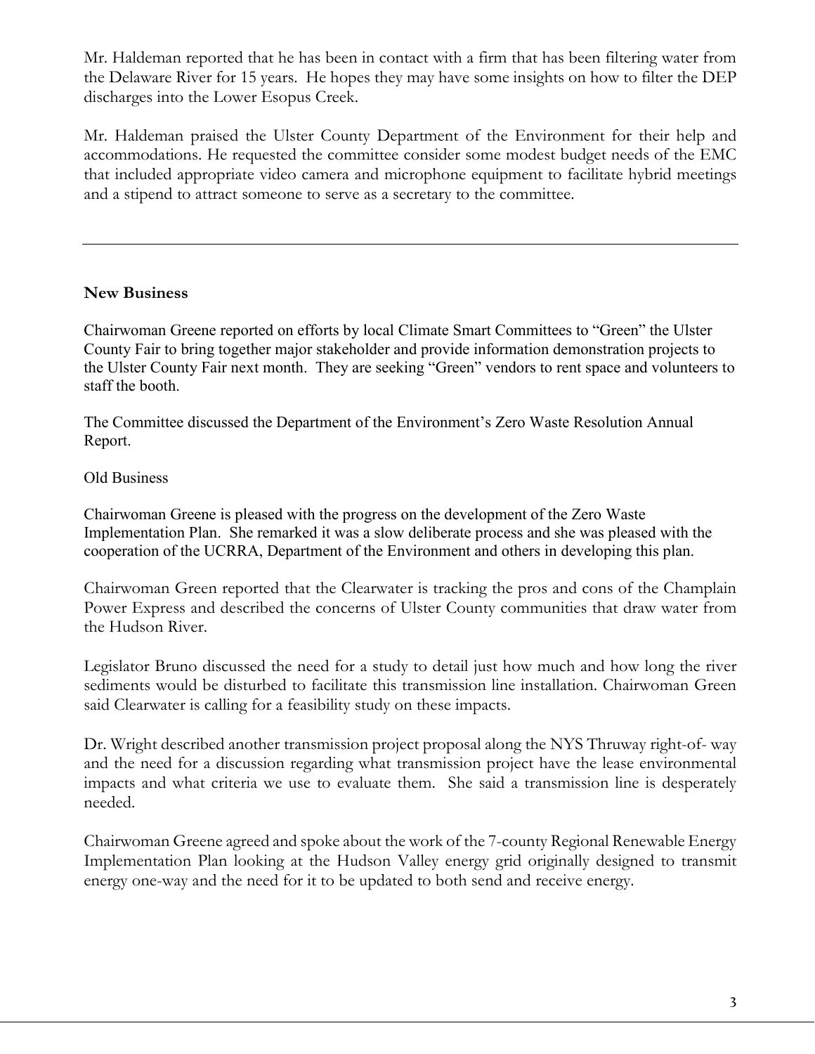Mr. Haldeman reported that he has been in contact with a firm that has been filtering water from the Delaware River for 15 years. He hopes they may have some insights on how to filter the DEP discharges into the Lower Esopus Creek.

Mr. Haldeman praised the Ulster County Department of the Environment for their help and accommodations. He requested the committee consider some modest budget needs of the EMC that included appropriate video camera and microphone equipment to facilitate hybrid meetings and a stipend to attract someone to serve as a secretary to the committee.

---

**New Business**

Chairwoman Greene reported on efforts by local Climate Smart Committees to "Green" the Ulster County Fair to bring together major stakeholder and provide information demonstration projects to the Ulster County Fair next month. They are seeking "Green" vendors to rent space and volunteers to staff the booth.

The Committee discussed the Department of the Environment's Zero Waste Resolution Annual Report.

Old Business

Chairwoman Greene is pleased with the progress on the development of the Zero Waste Implementation Plan. She remarked it was a slow deliberate process and she was pleased with the cooperation of the UCRRA, Department of the Environment and others in developing this plan.

Chairwoman Green reported that the Clearwater is tracking the pros and cons of the Champlain Power Express and described the concerns of Ulster County communities that draw water from the Hudson River.

Legislator Bruno discussed the need for a study to detail just how much and how long the river sediments would be disturbed to facilitate this transmission line installation. Chairwoman Green said Clearwater is calling for a feasibility study on these impacts.

Dr. Wright described another transmission project proposal along the NYS Thruway right-of- way and the need for a discussion regarding what transmission project have the lease environmental impacts and what criteria we use to evaluate them. She said a transmission line is desperately needed.

Chairwoman Greene agreed and spoke about the work of the 7-county Regional Renewable Energy Implementation Plan looking at the Hudson Valley energy grid originally designed to transmit energy one-way and the need for it to be updated to both send and receive energy.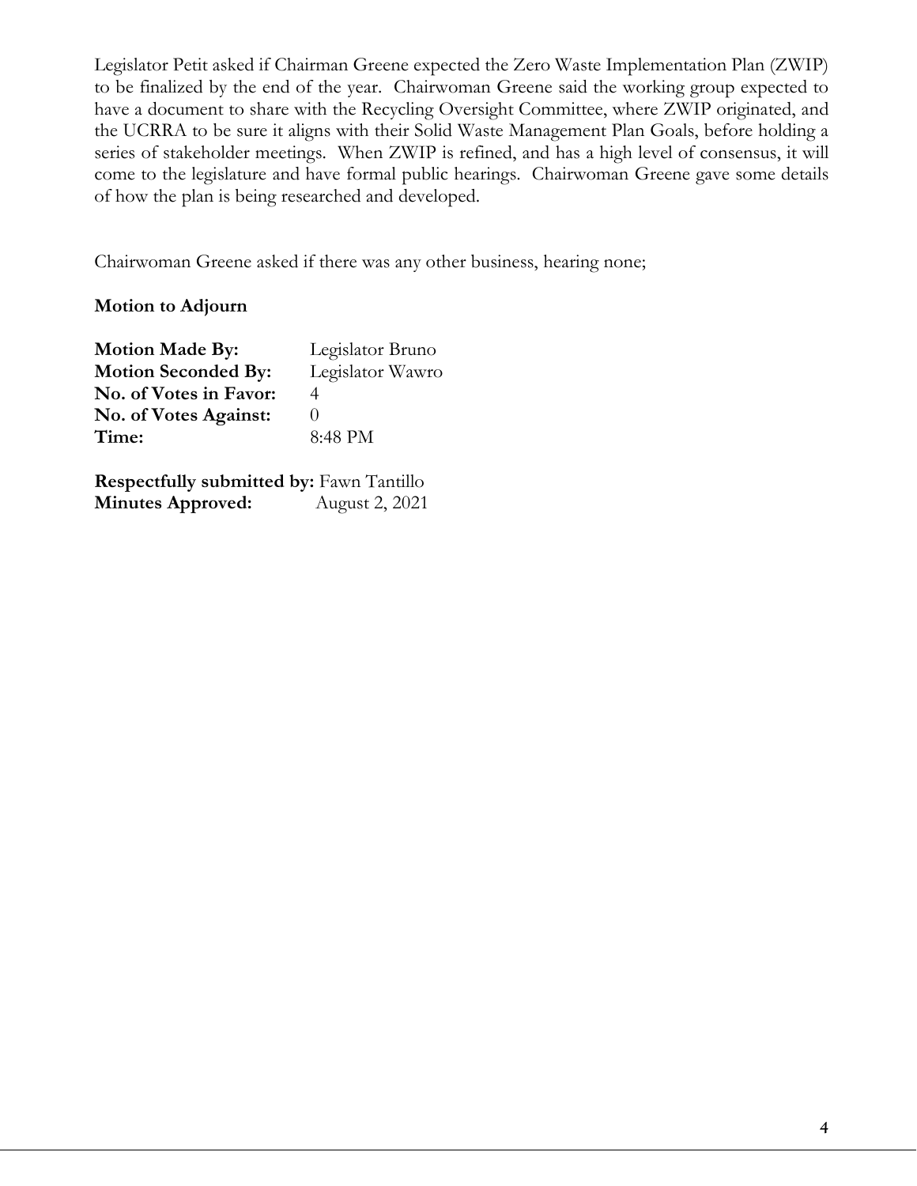Legislator Petit asked if Chairman Greene expected the Zero Waste Implementation Plan (ZWIP) to be finalized by the end of the year. Chairwoman Greene said the working group expected to have a document to share with the Recycling Oversight Committee, where ZWIP originated, and the UCRRA to be sure it aligns with their Solid Waste Management Plan Goals, before holding a series of stakeholder meetings. When ZWIP is refined, and has a high level of consensus, it will come to the legislature and have formal public hearings. Chairwoman Greene gave some details of how the plan is being researched and developed.

Chairwoman Greene asked if there was any other business, hearing none;

**Motion to Adjourn**

**Motion Made By:** Legislator Bruno
**Motion Seconded By:** Legislator Wawro
**No. of Votes in Favor:** 4
**No. of Votes Against:** 0
**Time:** 8:48 PM

**Respectfully submitted by:** Fawn Tantillo
**Minutes Approved:** August 2, 2021